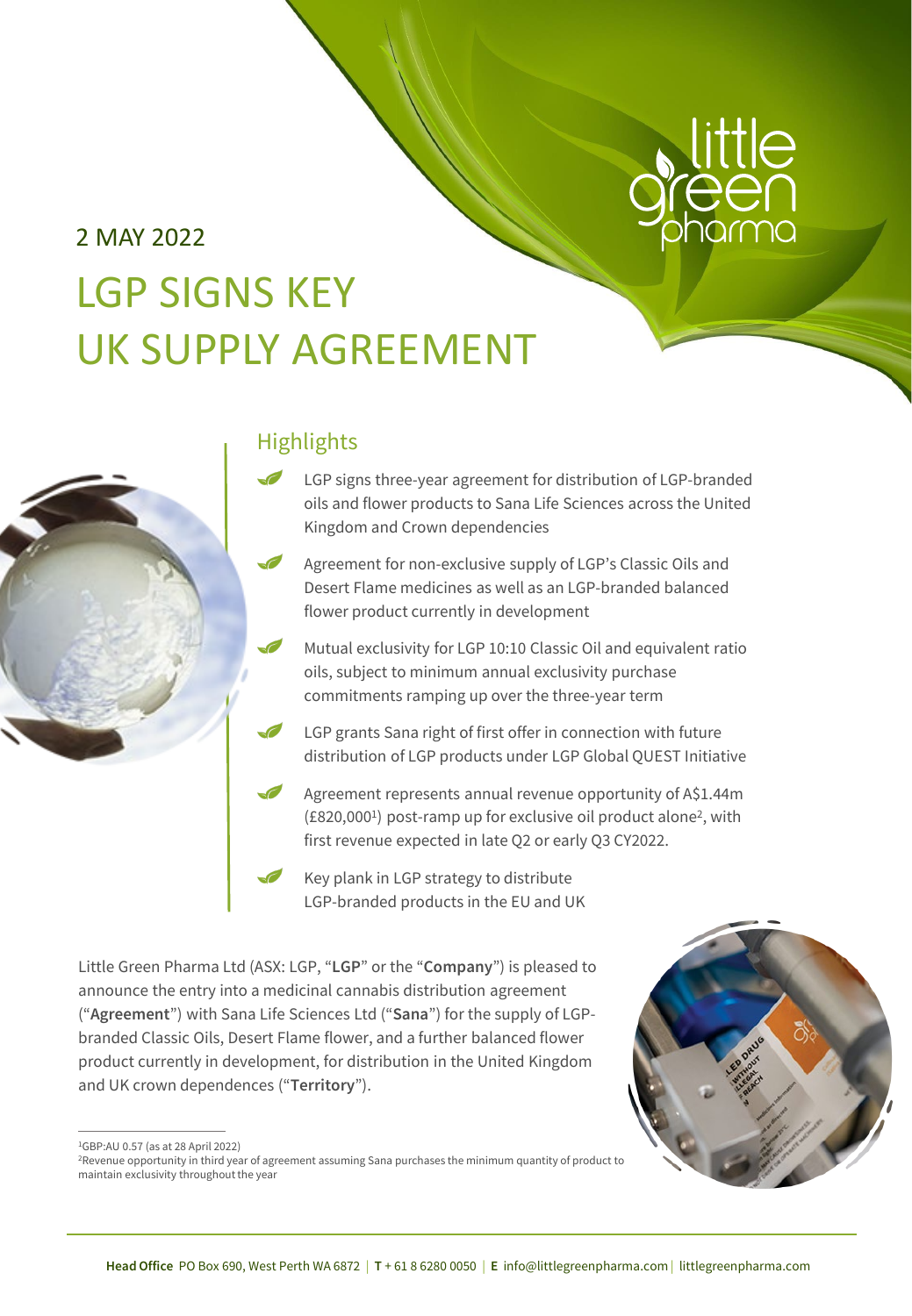2 MAY 2022

# LGP SIGNS KEY UK SUPPLY AGREEMENT

## Highlights

- LGP signs three-year agreement for distribution of LGP-branded oils and flower products to Sana Life Sciences across the United Kingdom and Crown dependencies
- Agreement for non-exclusive supply of LGP's Classic Oils and Desert Flame medicines as well as an LGP-branded balanced flower product currently in development
- Mutual exclusivity for LGP 10:10 Classic Oil and equivalent ratio oils, subject to minimum annual exclusivity purchase commitments ramping up over the three-year term
- LGP grants Sana right of first offer in connection with future distribution of LGP products under LGP Global QUEST Initiative
- Agreement represents annual revenue opportunity of A$1.44m (£820,000[1]) post-ramp up for exclusive oil product alone[2], with first revenue expected in late Q2 or early Q3 CY2022.
- Key plank in LGP strategy to distribute LGP-branded products in the EU and UK

Little Green Pharma Ltd (ASX: LGP, "**LGP**" or the "**Company**") is pleased to announce the entry into a medicinal cannabis distribution agreement ("**Agreement**") with Sana Life Sciences Ltd ("**Sana**") for the supply of LGP-branded Classic Oils, Desert Flame flower, and a further balanced flower product currently in development, for distribution in the United Kingdom and UK crown dependences ("**Territory**").

[1] GBP:AU 0.57 (as at 28 April 2022)

[2] Revenue opportunity in third year of agreement assuming Sana purchases the minimum quantity of product to maintain exclusivity throughout the year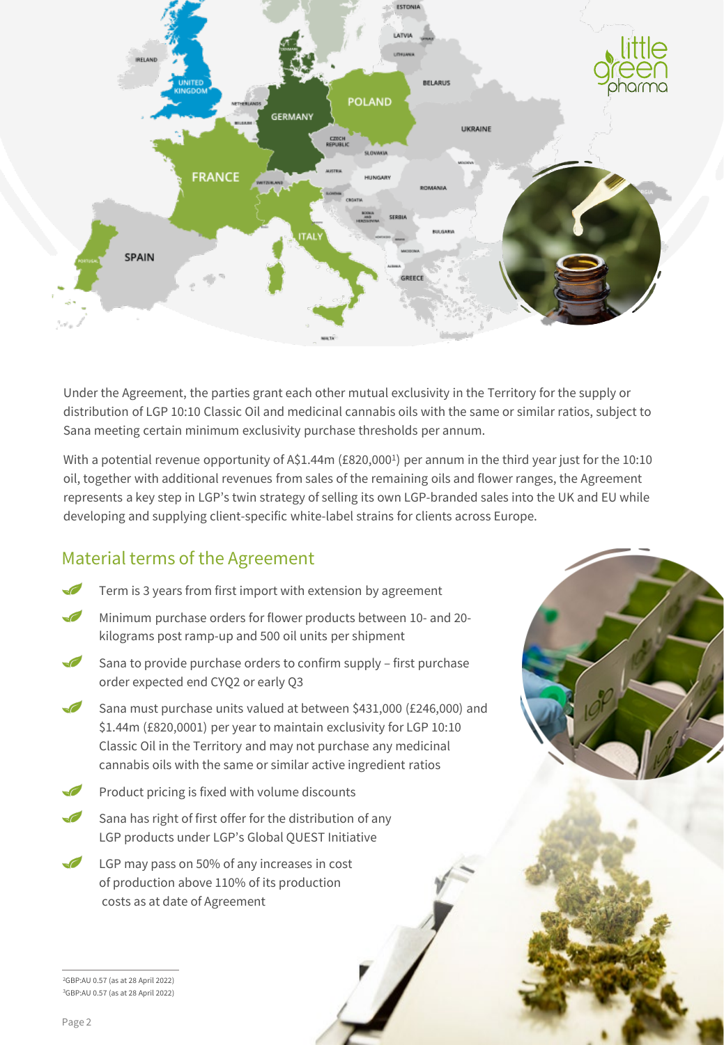Under the Agreement, the parties grant each other mutual exclusivity in the Territory for the supply or distribution of LGP 10:10 Classic Oil and medicinal cannabis oils with the same or similar ratios, subject to Sana meeting certain minimum exclusivity purchase thresholds per annum.

With a potential revenue opportunity of A$1.44m (£820,000[1]) per annum in the third year just for the 10:10 oil, together with additional revenues from sales of the remaining oils and flower ranges, the Agreement represents a key step in LGP's twin strategy of selling its own LGP-branded sales into the UK and EU while developing and supplying client-specific white-label strains for clients across Europe.

## Material terms of the Agreement

- Term is 3 years from first import with extension by agreement
- Minimum purchase orders for flower products between 10- and 20-kilograms post ramp-up and 500 oil units per shipment
- Sana to provide purchase orders to confirm supply – first purchase order expected end CYQ2 or early Q3
- Sana must purchase units valued at between $431,000 (£246,000) and $1.44m (£820,0001) per year to maintain exclusivity for LGP 10:10 Classic Oil in the Territory and may not purchase any medicinal cannabis oils with the same or similar active ingredient ratios
- Product pricing is fixed with volume discounts
- Sana has right of first offer for the distribution of any LGP products under LGP's Global QUEST Initiative
- LGP may pass on 50% of any increases in cost of production above 110% of its production costs as at date of Agreement

[2]GBP:AU 0.57 (as at 28 April 2022)
[3]GBP:AU 0.57 (as at 28 April 2022)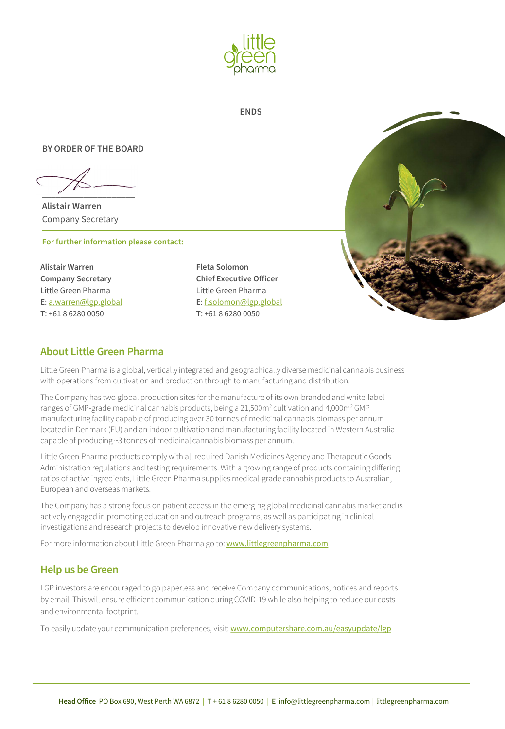**ENDS**

**BY ORDER OF THE BOARD**

**Alistair Warren**
Company Secretary

**For further information please contact:**

**Alistair Warren**
**Company Secretary**
Little Green Pharma
**E**: a.warren@lgp.global
**T**: +61 8 6280 0050

**Fleta Solomon**
**Chief Executive Officer**
Little Green Pharma
**E**: f.solomon@lgp.global
**T**: +61 8 6280 0050

## About Little Green Pharma

Little Green Pharma is a global, vertically integrated and geographically diverse medicinal cannabis business with operations from cultivation and production through to manufacturing and distribution.

The Company has two global production sites for the manufacture of its own-branded and white-label ranges of GMP-grade medicinal cannabis products, being a 21,500m$^2$ cultivation and 4,000m$^2$ GMP manufacturing facility capable of producing over 30 tonnes of medicinal cannabis biomass per annum located in Denmark (EU) and an indoor cultivation and manufacturing facility located in Western Australia capable of producing ~3 tonnes of medicinal cannabis biomass per annum.

Little Green Pharma products comply with all required Danish Medicines Agency and Therapeutic Goods Administration regulations and testing requirements. With a growing range of products containing differing ratios of active ingredients, Little Green Pharma supplies medical-grade cannabis products to Australian, European and overseas markets.

The Company has a strong focus on patient access in the emerging global medicinal cannabis market and is actively engaged in promoting education and outreach programs, as well as participating in clinical investigations and research projects to develop innovative new delivery systems.

For more information about Little Green Pharma go to: www.littlegreenpharma.com

## Help us be Green

LGP investors are encouraged to go paperless and receive Company communications, notices and reports by email. This will ensure efficient communication during COVID-19 while also helping to reduce our costs and environmental footprint.

To easily update your communication preferences, visit: www.computershare.com.au/easyupdate/lgp